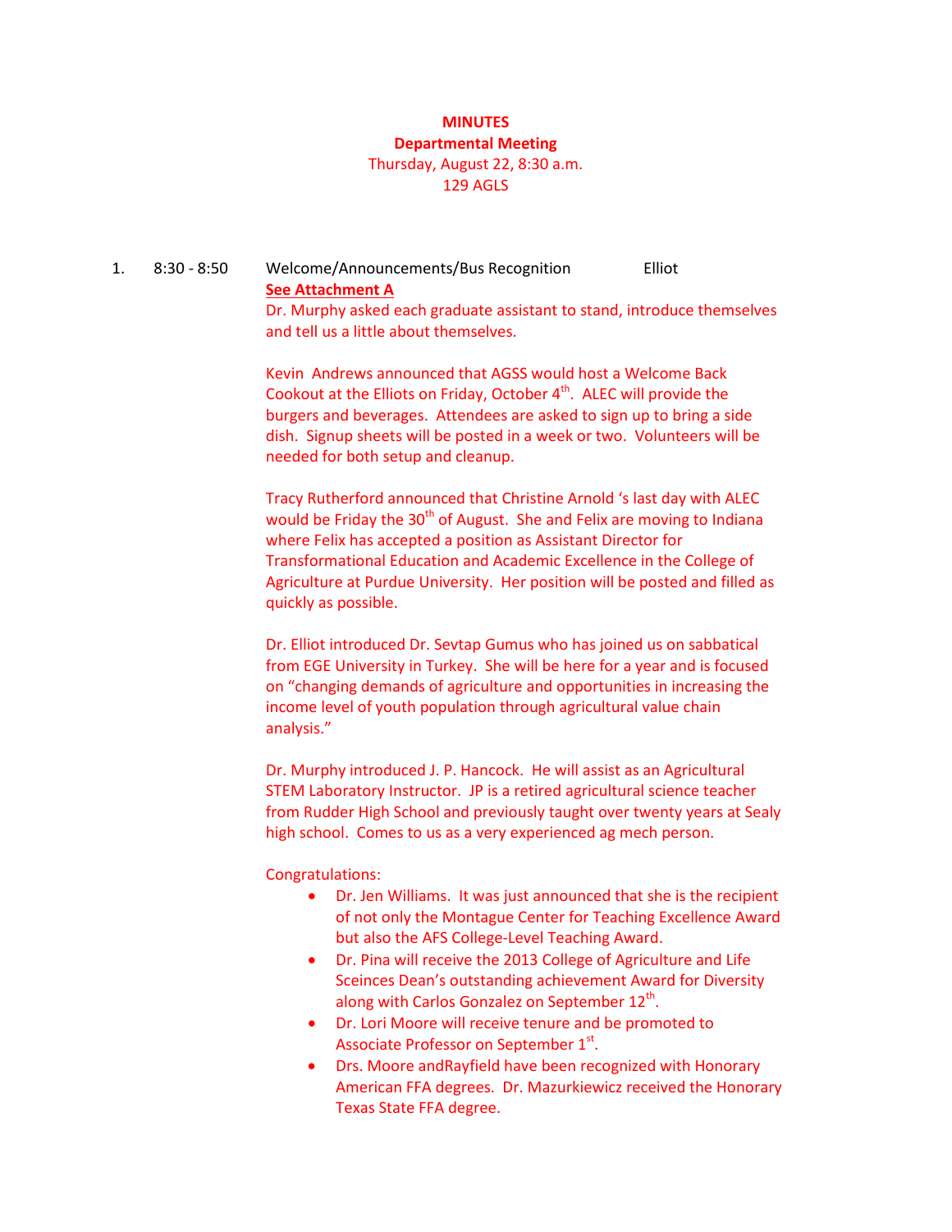**MINUTES**
**Departmental Meeting**
Thursday, August 22, 8:30 a.m.
129 AGLS

1. 8:30 - 8:50 Welcome/Announcements/Bus Recognition Elliot

**See Attachment A**

Dr. Murphy asked each graduate assistant to stand, introduce themselves and tell us a little about themselves.

Kevin Andrews announced that AGSS would host a Welcome Back Cookout at the Elliots on Friday, October 4th. ALEC will provide the burgers and beverages. Attendees are asked to sign up to bring a side dish. Signup sheets will be posted in a week or two. Volunteers will be needed for both setup and cleanup.

Tracy Rutherford announced that Christine Arnold 's last day with ALEC would be Friday the 30th of August. She and Felix are moving to Indiana where Felix has accepted a position as Assistant Director for Transformational Education and Academic Excellence in the College of Agriculture at Purdue University. Her position will be posted and filled as quickly as possible.

Dr. Elliot introduced Dr. Sevtap Gumus who has joined us on sabbatical from EGE University in Turkey. She will be here for a year and is focused on "changing demands of agriculture and opportunities in increasing the income level of youth population through agricultural value chain analysis."

Dr. Murphy introduced J. P. Hancock. He will assist as an Agricultural STEM Laboratory Instructor. JP is a retired agricultural science teacher from Rudder High School and previously taught over twenty years at Sealy high school. Comes to us as a very experienced ag mech person.

Congratulations:

- Dr. Jen Williams. It was just announced that she is the recipient of not only the Montague Center for Teaching Excellence Award but also the AFS College-Level Teaching Award.
- Dr. Pina will receive the 2013 College of Agriculture and Life Sceinces Dean's outstanding achievement Award for Diversity along with Carlos Gonzalez on September 12th.
- Dr. Lori Moore will receive tenure and be promoted to Associate Professor on September 1st.
- Drs. Moore andRayfield have been recognized with Honorary American FFA degrees. Dr. Mazurkiewicz received the Honorary Texas State FFA degree.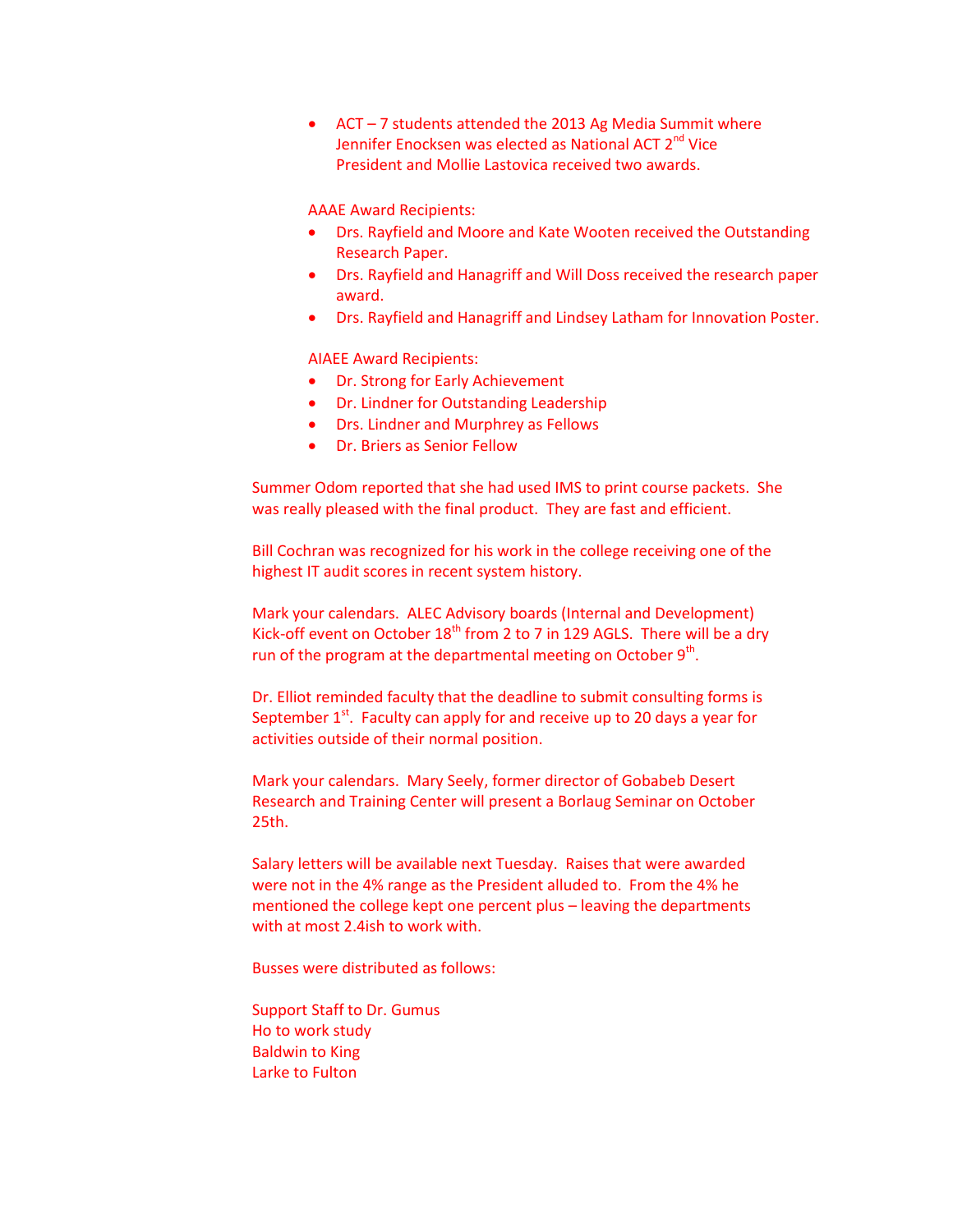- ACT – 7 students attended the 2013 Ag Media Summit where Jennifer Enocksen was elected as National ACT 2nd Vice President and Mollie Lastovica received two awards.

AAAE Award Recipients:

- Drs. Rayfield and Moore and Kate Wooten received the Outstanding Research Paper.
- Drs. Rayfield and Hanagriff and Will Doss received the research paper award.
- Drs. Rayfield and Hanagriff and Lindsey Latham for Innovation Poster.

AIAEE Award Recipients:

- Dr. Strong for Early Achievement
- Dr. Lindner for Outstanding Leadership
- Drs. Lindner and Murphrey as Fellows
- Dr. Briers as Senior Fellow

Summer Odom reported that she had used IMS to print course packets. She was really pleased with the final product. They are fast and efficient.

Bill Cochran was recognized for his work in the college receiving one of the highest IT audit scores in recent system history.

Mark your calendars. ALEC Advisory boards (Internal and Development) Kick-off event on October 18th from 2 to 7 in 129 AGLS. There will be a dry run of the program at the departmental meeting on October 9th.

Dr. Elliot reminded faculty that the deadline to submit consulting forms is September 1st. Faculty can apply for and receive up to 20 days a year for activities outside of their normal position.

Mark your calendars. Mary Seely, former director of Gobabeb Desert Research and Training Center will present a Borlaug Seminar on October 25th.

Salary letters will be available next Tuesday. Raises that were awarded were not in the 4% range as the President alluded to. From the 4% he mentioned the college kept one percent plus – leaving the departments with at most 2.4ish to work with.

Busses were distributed as follows:

Support Staff to Dr. Gumus
Ho to work study
Baldwin to King
Larke to Fulton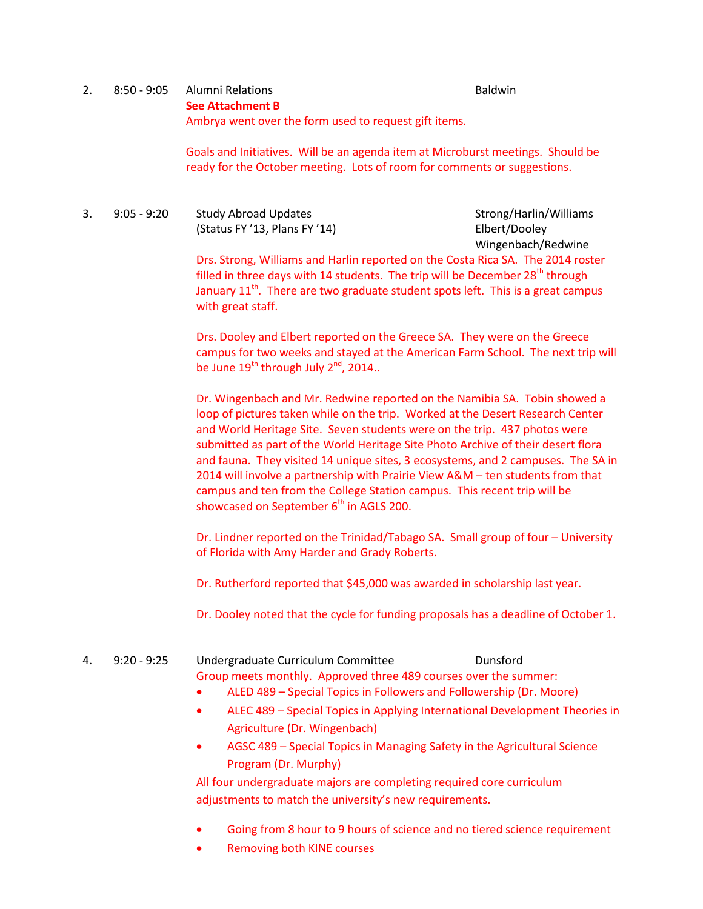2. 8:50 - 9:05 Alumni Relations — Baldwin

**See Attachment B**

Ambrya went over the form used to request gift items.

Goals and Initiatives. Will be an agenda item at Microburst meetings. Should be ready for the October meeting. Lots of room for comments or suggestions.

3. 9:05 - 9:20 Study Abroad Updates (Status FY '13, Plans FY '14) — Strong/Harlin/Williams, Elbert/Dooley, Wingenbach/Redwine

Drs. Strong, Williams and Harlin reported on the Costa Rica SA. The 2014 roster filled in three days with 14 students. The trip will be December 28th through January 11th. There are two graduate student spots left. This is a great campus with great staff.

Drs. Dooley and Elbert reported on the Greece SA. They were on the Greece campus for two weeks and stayed at the American Farm School. The next trip will be June 19th through July 2nd, 2014..

Dr. Wingenbach and Mr. Redwine reported on the Namibia SA. Tobin showed a loop of pictures taken while on the trip. Worked at the Desert Research Center and World Heritage Site. Seven students were on the trip. 437 photos were submitted as part of the World Heritage Site Photo Archive of their desert flora and fauna. They visited 14 unique sites, 3 ecosystems, and 2 campuses. The SA in 2014 will involve a partnership with Prairie View A&M – ten students from that campus and ten from the College Station campus. This recent trip will be showcased on September 6th in AGLS 200.

Dr. Lindner reported on the Trinidad/Tabago SA. Small group of four – University of Florida with Amy Harder and Grady Roberts.

Dr. Rutherford reported that $45,000 was awarded in scholarship last year.

Dr. Dooley noted that the cycle for funding proposals has a deadline of October 1.

4. 9:20 - 9:25 Undergraduate Curriculum Committee — Dunsford

Group meets monthly. Approved three 489 courses over the summer:

- ALED 489 – Special Topics in Followers and Followership (Dr. Moore)
- ALEC 489 – Special Topics in Applying International Development Theories in Agriculture (Dr. Wingenbach)
- AGSC 489 – Special Topics in Managing Safety in the Agricultural Science Program (Dr. Murphy)

All four undergraduate majors are completing required core curriculum adjustments to match the university's new requirements.

- Going from 8 hour to 9 hours of science and no tiered science requirement
- Removing both KINE courses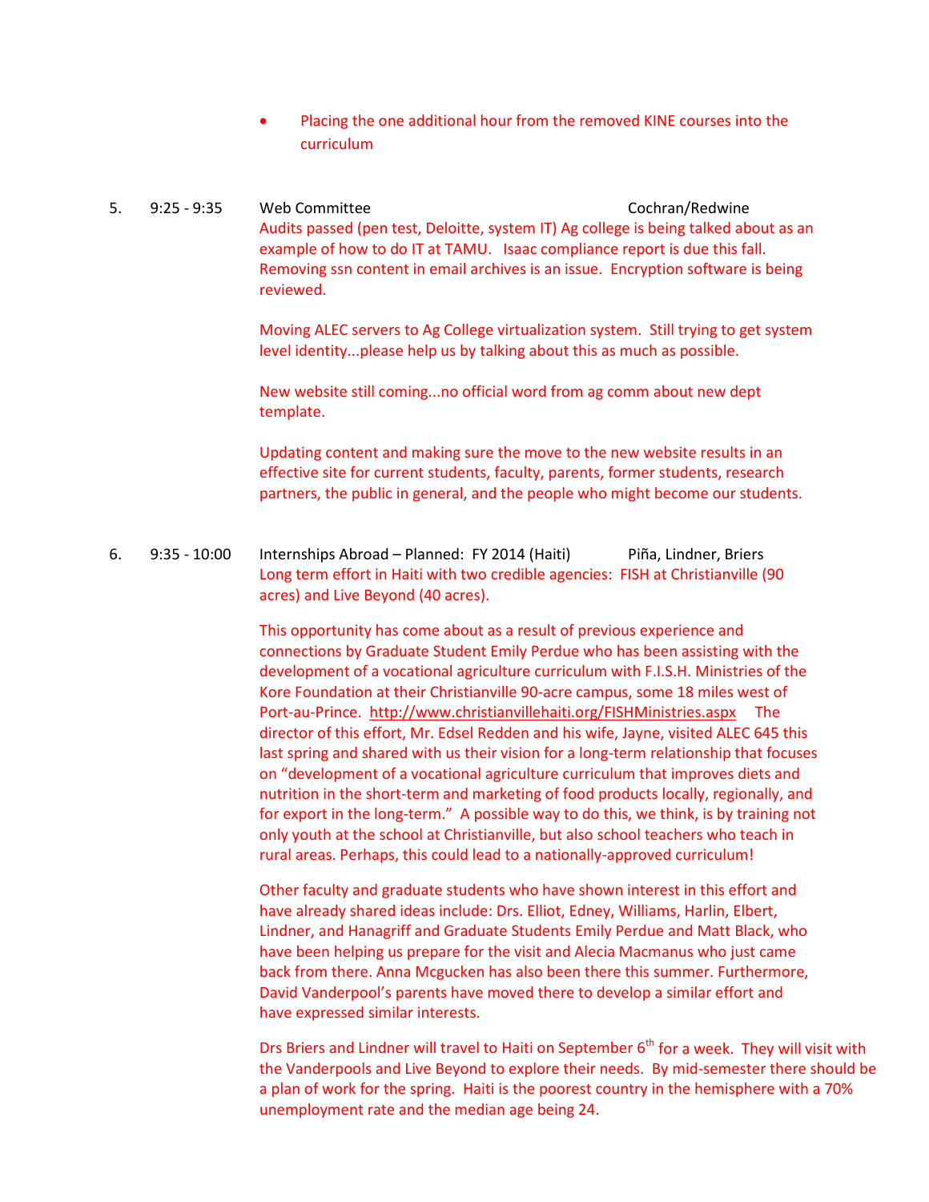- Placing the one additional hour from the removed KINE courses into the curriculum

5. 9:25 - 9:35 Web Committee Cochran/Redwine

Audits passed (pen test, Deloitte, system IT) Ag college is being talked about as an example of how to do IT at TAMU. Isaac compliance report is due this fall. Removing ssn content in email archives is an issue. Encryption software is being reviewed.

Moving ALEC servers to Ag College virtualization system. Still trying to get system level identity...please help us by talking about this as much as possible.

New website still coming...no official word from ag comm about new dept template.

Updating content and making sure the move to the new website results in an effective site for current students, faculty, parents, former students, research partners, the public in general, and the people who might become our students.

6. 9:35 - 10:00 Internships Abroad – Planned: FY 2014 (Haiti) Piña, Lindner, Briers

Long term effort in Haiti with two credible agencies: FISH at Christianville (90 acres) and Live Beyond (40 acres).

This opportunity has come about as a result of previous experience and connections by Graduate Student Emily Perdue who has been assisting with the development of a vocational agriculture curriculum with F.I.S.H. Ministries of the Kore Foundation at their Christianville 90-acre campus, some 18 miles west of Port-au-Prince. http://www.christianvillehaiti.org/FISHMinistries.aspx The director of this effort, Mr. Edsel Redden and his wife, Jayne, visited ALEC 645 this last spring and shared with us their vision for a long-term relationship that focuses on "development of a vocational agriculture curriculum that improves diets and nutrition in the short-term and marketing of food products locally, regionally, and for export in the long-term." A possible way to do this, we think, is by training not only youth at the school at Christianville, but also school teachers who teach in rural areas. Perhaps, this could lead to a nationally-approved curriculum!

Other faculty and graduate students who have shown interest in this effort and have already shared ideas include: Drs. Elliot, Edney, Williams, Harlin, Elbert, Lindner, and Hanagriff and Graduate Students Emily Perdue and Matt Black, who have been helping us prepare for the visit and Alecia Macmanus who just came back from there. Anna Mcgucken has also been there this summer. Furthermore, David Vanderpool's parents have moved there to develop a similar effort and have expressed similar interests.

Drs Briers and Lindner will travel to Haiti on September 6th for a week. They will visit with the Vanderpools and Live Beyond to explore their needs. By mid-semester there should be a plan of work for the spring. Haiti is the poorest country in the hemisphere with a 70% unemployment rate and the median age being 24.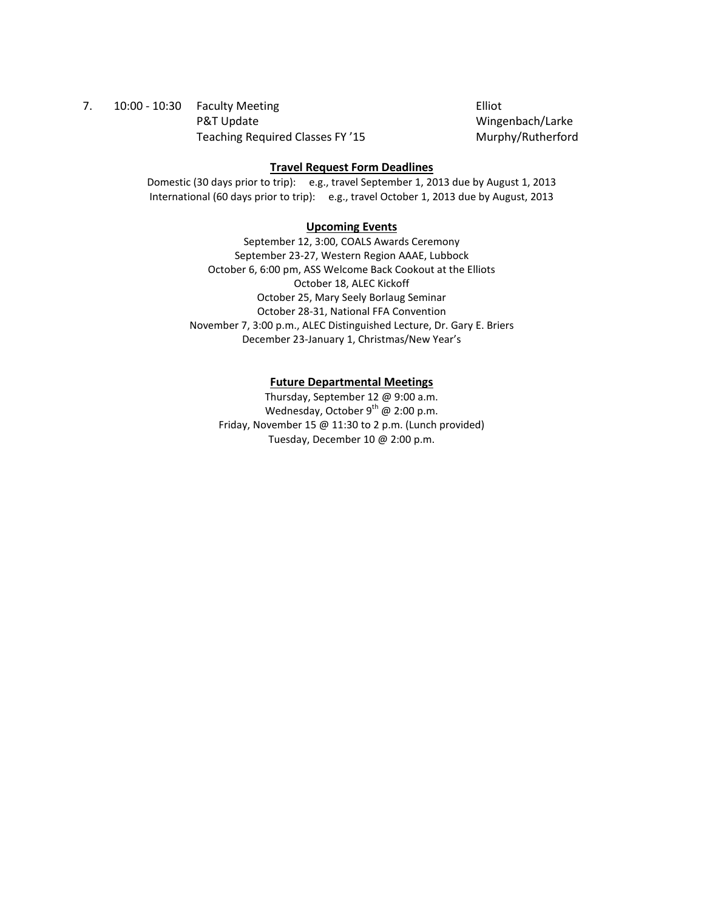| 7. | 10:00 - 10:30 | Faculty Meeting | Elliot |
|---|---|---|---|
| | | P&T Update | Wingenbach/Larke |
| | | Teaching Required Classes FY '15 | Murphy/Rutherford |

**Travel Request Form Deadlines**

Domestic (30 days prior to trip): e.g., travel September 1, 2013 due by August 1, 2013
International (60 days prior to trip): e.g., travel October 1, 2013 due by August, 2013

**Upcoming Events**

September 12, 3:00, COALS Awards Ceremony
September 23-27, Western Region AAAE, Lubbock
October 6, 6:00 pm, ASS Welcome Back Cookout at the Elliots
October 18, ALEC Kickoff
October 25, Mary Seely Borlaug Seminar
October 28-31, National FFA Convention
November 7, 3:00 p.m., ALEC Distinguished Lecture, Dr. Gary E. Briers
December 23-January 1, Christmas/New Year's

**Future Departmental Meetings**

Thursday, September 12 @ 9:00 a.m.
Wednesday, October 9th @ 2:00 p.m.
Friday, November 15 @ 11:30 to 2 p.m. (Lunch provided)
Tuesday, December 10 @ 2:00 p.m.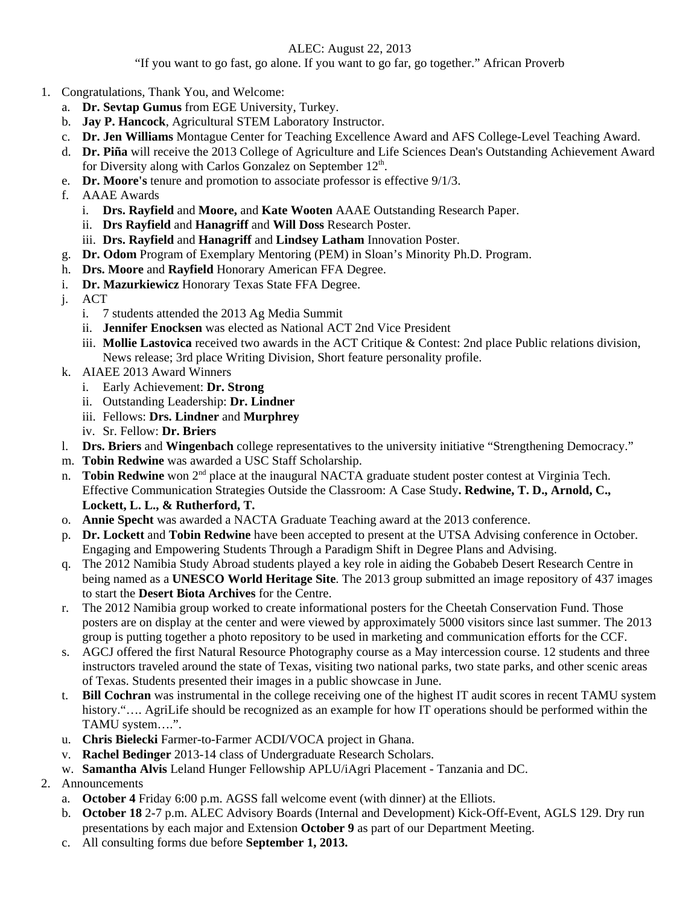ALEC: August 22, 2013

"If you want to go fast, go alone. If you want to go far, go together." African Proverb

1. Congratulations, Thank You, and Welcome:
   a. **Dr. Sevtap Gumus** from EGE University, Turkey.
   b. **Jay P. Hancock**, Agricultural STEM Laboratory Instructor.
   c. **Dr. Jen Williams** Montague Center for Teaching Excellence Award and AFS College-Level Teaching Award.
   d. **Dr. Piña** will receive the 2013 College of Agriculture and Life Sciences Dean's Outstanding Achievement Award for Diversity along with Carlos Gonzalez on September 12th.
   e. **Dr. Moore's** tenure and promotion to associate professor is effective 9/1/3.
   f. AAAE Awards
      i. **Drs. Rayfield** and **Moore,** and **Kate Wooten** AAAE Outstanding Research Paper.
      ii. **Drs Rayfield** and **Hanagriff** and **Will Doss** Research Poster.
      iii. **Drs. Rayfield** and **Hanagriff** and **Lindsey Latham** Innovation Poster.
   g. **Dr. Odom** Program of Exemplary Mentoring (PEM) in Sloan's Minority Ph.D. Program.
   h. **Drs. Moore** and **Rayfield** Honorary American FFA Degree.
   i. **Dr. Mazurkiewicz** Honorary Texas State FFA Degree.
   j. ACT
      i. 7 students attended the 2013 Ag Media Summit
      ii. **Jennifer Enocksen** was elected as National ACT 2nd Vice President
      iii. **Mollie Lastovica** received two awards in the ACT Critique & Contest: 2nd place Public relations division, News release; 3rd place Writing Division, Short feature personality profile.
   k. AIAEE 2013 Award Winners
      i. Early Achievement: **Dr. Strong**
      ii. Outstanding Leadership: **Dr. Lindner**
      iii. Fellows: **Drs. Lindner** and **Murphrey**
      iv. Sr. Fellow: **Dr. Briers**
   l. **Drs. Briers** and **Wingenbach** college representatives to the university initiative "Strengthening Democracy."
   m. **Tobin Redwine** was awarded a USC Staff Scholarship.
   n. **Tobin Redwine** won 2nd place at the inaugural NACTA graduate student poster contest at Virginia Tech. Effective Communication Strategies Outside the Classroom: A Case Study**. Redwine, T. D., Arnold, C., Lockett, L. L., & Rutherford, T.**
   o. **Annie Specht** was awarded a NACTA Graduate Teaching award at the 2013 conference.
   p. **Dr. Lockett** and **Tobin Redwine** have been accepted to present at the UTSA Advising conference in October. Engaging and Empowering Students Through a Paradigm Shift in Degree Plans and Advising.
   q. The 2012 Namibia Study Abroad students played a key role in aiding the Gobabeb Desert Research Centre in being named as a **UNESCO World Heritage Site**. The 2013 group submitted an image repository of 437 images to start the **Desert Biota Archives** for the Centre.
   r. The 2012 Namibia group worked to create informational posters for the Cheetah Conservation Fund. Those posters are on display at the center and were viewed by approximately 5000 visitors since last summer. The 2013 group is putting together a photo repository to be used in marketing and communication efforts for the CCF.
   s. AGCJ offered the first Natural Resource Photography course as a May intercession course. 12 students and three instructors traveled around the state of Texas, visiting two national parks, two state parks, and other scenic areas of Texas. Students presented their images in a public showcase in June.
   t. **Bill Cochran** was instrumental in the college receiving one of the highest IT audit scores in recent TAMU system history."…. AgriLife should be recognized as an example for how IT operations should be performed within the TAMU system….".
   u. **Chris Bielecki** Farmer-to-Farmer ACDI/VOCA project in Ghana.
   v. **Rachel Bedinger** 2013-14 class of Undergraduate Research Scholars.
   w. **Samantha Alvis** Leland Hunger Fellowship APLU/iAgri Placement - Tanzania and DC.
2. Announcements
   a. **October 4** Friday 6:00 p.m. AGSS fall welcome event (with dinner) at the Elliots.
   b. **October 18** 2-7 p.m. ALEC Advisory Boards (Internal and Development) Kick-Off-Event, AGLS 129. Dry run presentations by each major and Extension **October 9** as part of our Department Meeting.
   c. All consulting forms due before **September 1, 2013.**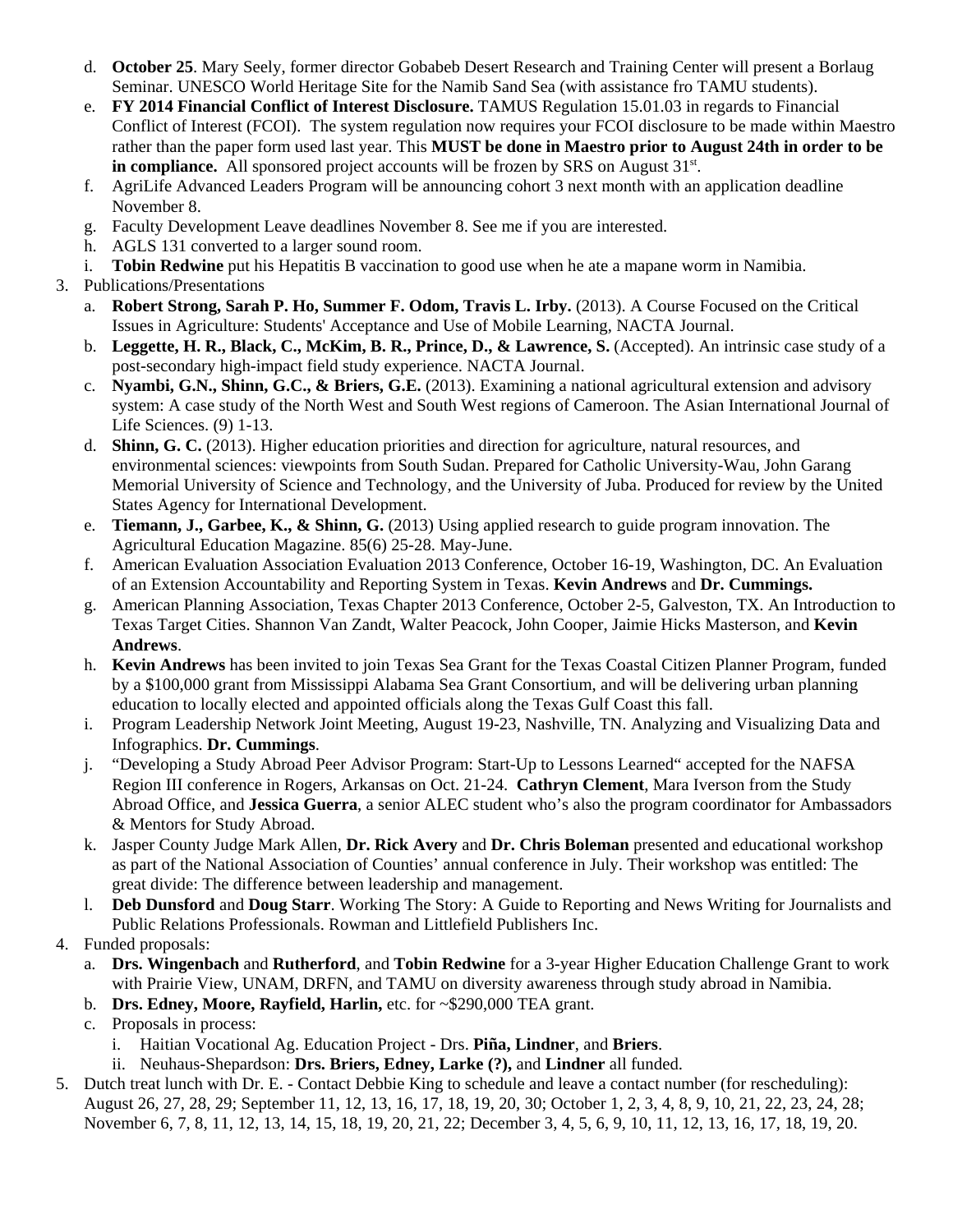d. **October 25**. Mary Seely, former director Gobabeb Desert Research and Training Center will present a Borlaug Seminar. UNESCO World Heritage Site for the Namib Sand Sea (with assistance fro TAMU students).
e. **FY 2014 Financial Conflict of Interest Disclosure.** TAMUS Regulation 15.01.03 in regards to Financial Conflict of Interest (FCOI). The system regulation now requires your FCOI disclosure to be made within Maestro rather than the paper form used last year. This **MUST be done in Maestro prior to August 24th in order to be in compliance.** All sponsored project accounts will be frozen by SRS on August 31st.
f. AgriLife Advanced Leaders Program will be announcing cohort 3 next month with an application deadline November 8.
g. Faculty Development Leave deadlines November 8. See me if you are interested.
h. AGLS 131 converted to a larger sound room.
i. **Tobin Redwine** put his Hepatitis B vaccination to good use when he ate a mapane worm in Namibia.

3. Publications/Presentations
   a. **Robert Strong, Sarah P. Ho, Summer F. Odom, Travis L. Irby.** (2013). A Course Focused on the Critical Issues in Agriculture: Students' Acceptance and Use of Mobile Learning, NACTA Journal.
   b. **Leggette, H. R., Black, C., McKim, B. R., Prince, D., & Lawrence, S.** (Accepted). An intrinsic case study of a post-secondary high-impact field study experience. NACTA Journal.
   c. **Nyambi, G.N., Shinn, G.C., & Briers, G.E.** (2013). Examining a national agricultural extension and advisory system: A case study of the North West and South West regions of Cameroon. The Asian International Journal of Life Sciences. (9) 1-13.
   d. **Shinn, G. C.** (2013). Higher education priorities and direction for agriculture, natural resources, and environmental sciences: viewpoints from South Sudan. Prepared for Catholic University-Wau, John Garang Memorial University of Science and Technology, and the University of Juba. Produced for review by the United States Agency for International Development.
   e. **Tiemann, J., Garbee, K., & Shinn, G.** (2013) Using applied research to guide program innovation. The Agricultural Education Magazine. 85(6) 25-28. May-June.
   f. American Evaluation Association Evaluation 2013 Conference, October 16-19, Washington, DC. An Evaluation of an Extension Accountability and Reporting System in Texas. **Kevin Andrews** and **Dr. Cummings.**
   g. American Planning Association, Texas Chapter 2013 Conference, October 2-5, Galveston, TX. An Introduction to Texas Target Cities. Shannon Van Zandt, Walter Peacock, John Cooper, Jaimie Hicks Masterson, and **Kevin Andrews**.
   h. **Kevin Andrews** has been invited to join Texas Sea Grant for the Texas Coastal Citizen Planner Program, funded by a $100,000 grant from Mississippi Alabama Sea Grant Consortium, and will be delivering urban planning education to locally elected and appointed officials along the Texas Gulf Coast this fall.
   i. Program Leadership Network Joint Meeting, August 19-23, Nashville, TN. Analyzing and Visualizing Data and Infographics. **Dr. Cummings**.
   j. "Developing a Study Abroad Peer Advisor Program: Start-Up to Lessons Learned" accepted for the NAFSA Region III conference in Rogers, Arkansas on Oct. 21-24. **Cathryn Clement**, Mara Iverson from the Study Abroad Office, and **Jessica Guerra**, a senior ALEC student who's also the program coordinator for Ambassadors & Mentors for Study Abroad.
   k. Jasper County Judge Mark Allen, **Dr. Rick Avery** and **Dr. Chris Boleman** presented and educational workshop as part of the National Association of Counties' annual conference in July. Their workshop was entitled: The great divide: The difference between leadership and management.
   l. **Deb Dunsford** and **Doug Starr**. Working The Story: A Guide to Reporting and News Writing for Journalists and Public Relations Professionals. Rowman and Littlefield Publishers Inc.

4. Funded proposals:
   a. **Drs. Wingenbach** and **Rutherford**, and **Tobin Redwine** for a 3-year Higher Education Challenge Grant to work with Prairie View, UNAM, DRFN, and TAMU on diversity awareness through study abroad in Namibia.
   b. **Drs. Edney, Moore, Rayfield, Harlin,** etc. for ~$290,000 TEA grant.
   c. Proposals in process:
      i. Haitian Vocational Ag. Education Project - Drs. **Piña, Lindner**, and **Briers**.
      ii. Neuhaus-Shepardson: **Drs. Briers, Edney, Larke (?),** and **Lindner** all funded.

5. Dutch treat lunch with Dr. E. - Contact Debbie King to schedule and leave a contact number (for rescheduling): August 26, 27, 28, 29; September 11, 12, 13, 16, 17, 18, 19, 20, 30; October 1, 2, 3, 4, 8, 9, 10, 21, 22, 23, 24, 28; November 6, 7, 8, 11, 12, 13, 14, 15, 18, 19, 20, 21, 22; December 3, 4, 5, 6, 9, 10, 11, 12, 13, 16, 17, 18, 19, 20.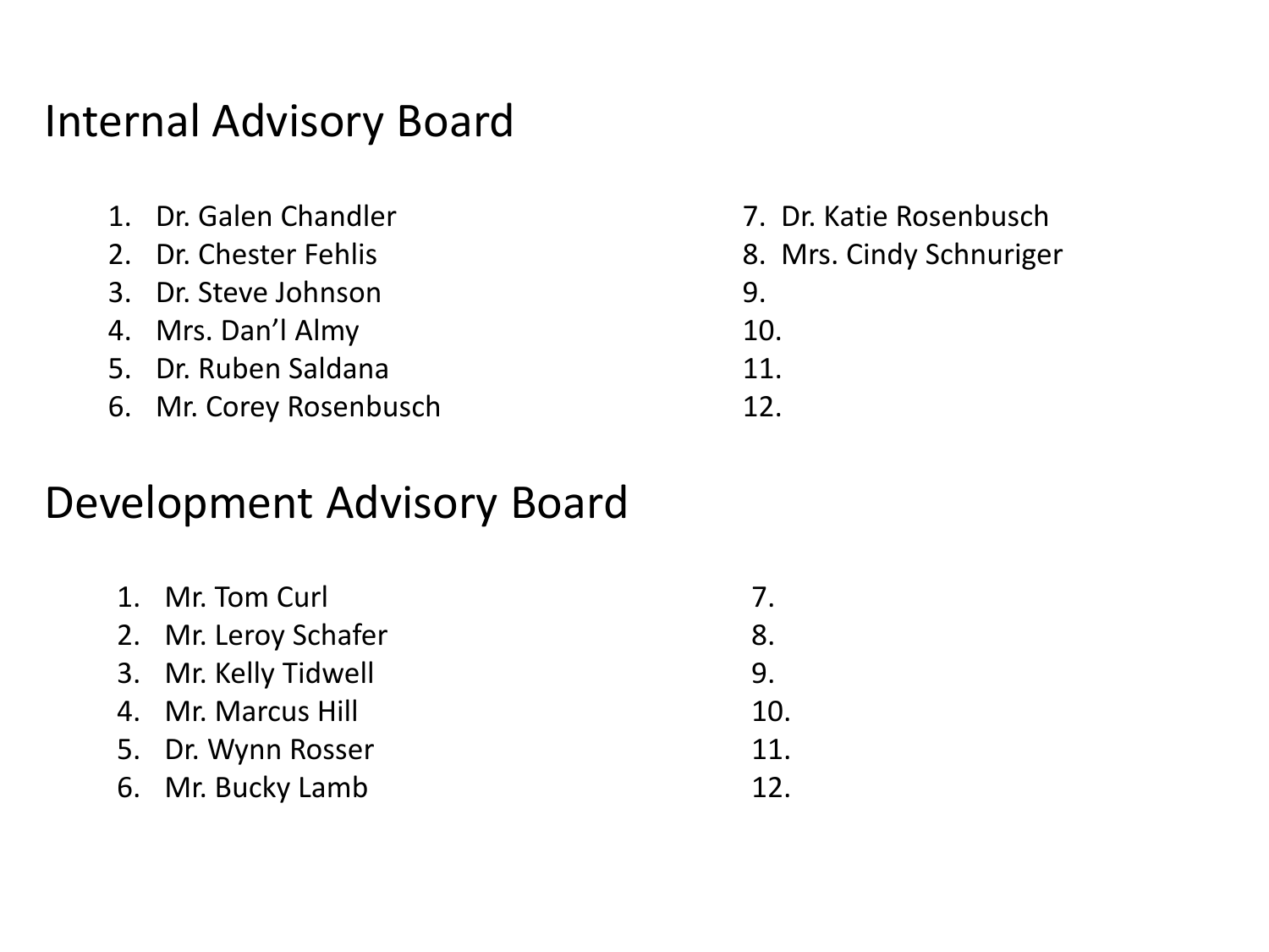# Internal Advisory Board

1. Dr. Galen Chandler
2. Dr. Chester Fehlis
3. Dr. Steve Johnson
4. Mrs. Dan'l Almy
5. Dr. Ruben Saldana
6. Mr. Corey Rosenbusch
7. Dr. Katie Rosenbusch
8. Mrs. Cindy Schnuriger
9. 
10. 
11. 
12. 

# Development Advisory Board

1. Mr. Tom Curl
2. Mr. Leroy Schafer
3. Mr. Kelly Tidwell
4. Mr. Marcus Hill
5. Dr. Wynn Rosser
6. Mr. Bucky Lamb
7. 
8. 
9. 
10. 
11. 
12.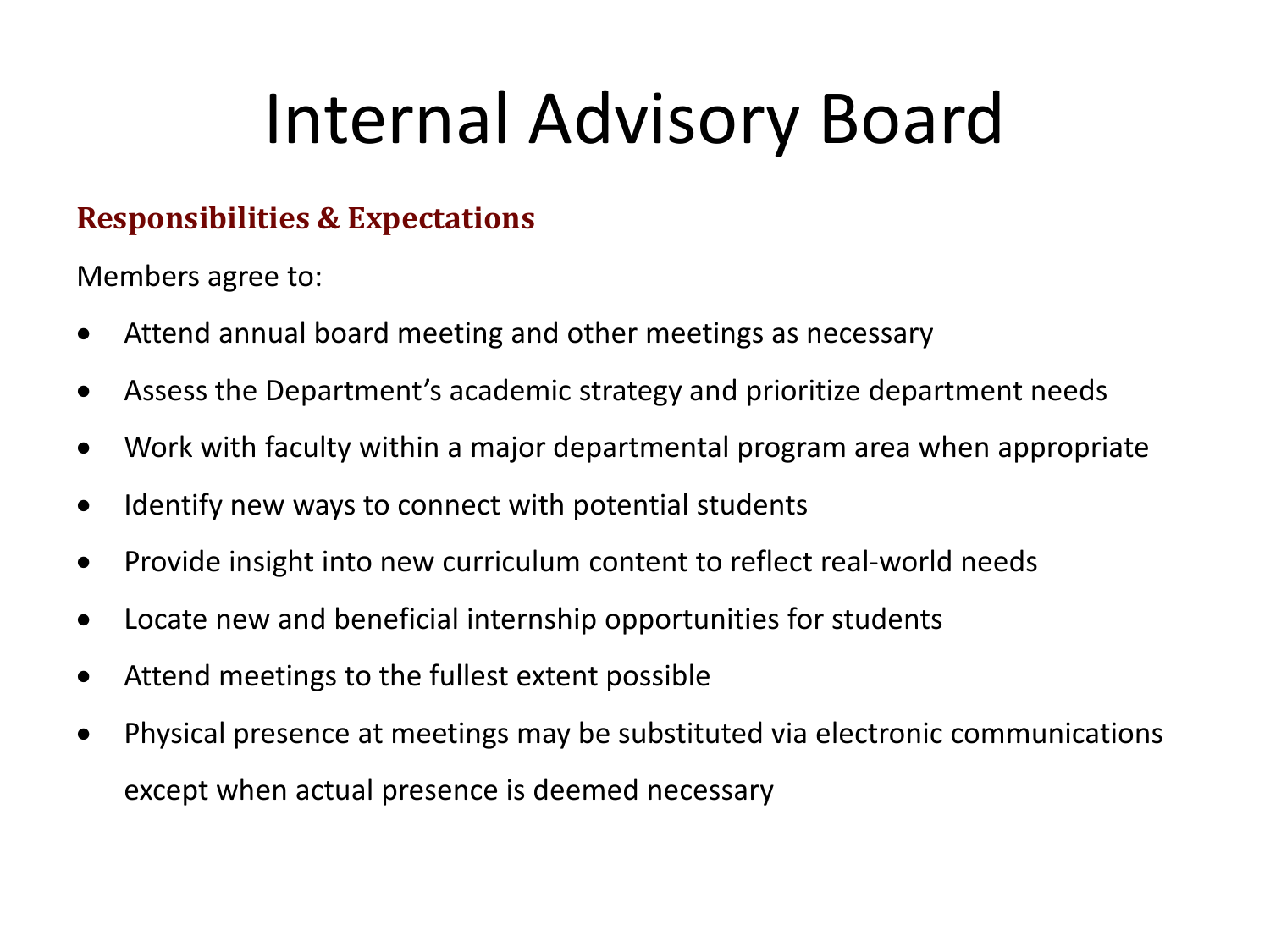# Internal Advisory Board

## Responsibilities & Expectations

Members agree to:

- Attend annual board meeting and other meetings as necessary
- Assess the Department's academic strategy and prioritize department needs
- Work with faculty within a major departmental program area when appropriate
- Identify new ways to connect with potential students
- Provide insight into new curriculum content to reflect real-world needs
- Locate new and beneficial internship opportunities for students
- Attend meetings to the fullest extent possible
- Physical presence at meetings may be substituted via electronic communications except when actual presence is deemed necessary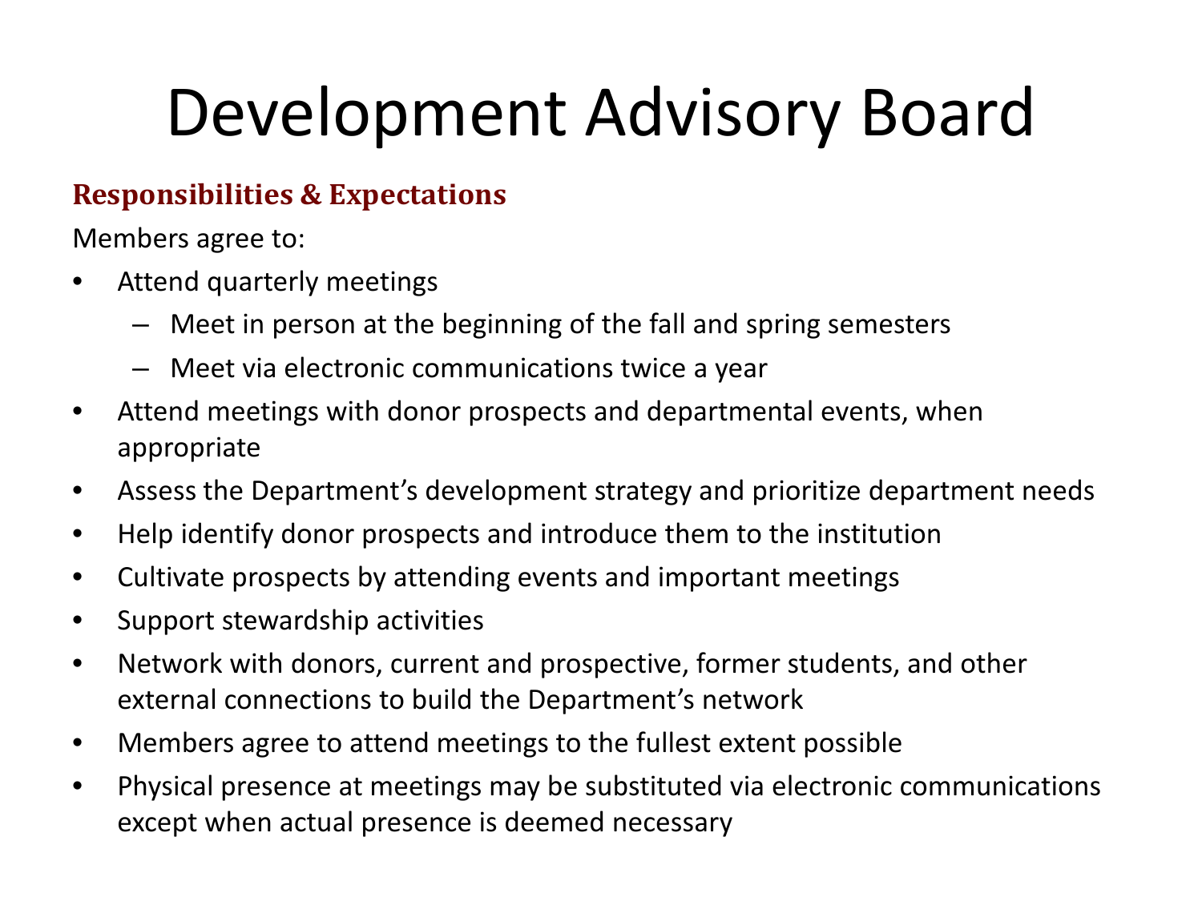# Development Advisory Board

**Responsibilities & Expectations**

Members agree to:

- Attend quarterly meetings
  - Meet in person at the beginning of the fall and spring semesters
  - Meet via electronic communications twice a year
- Attend meetings with donor prospects and departmental events, when appropriate
- Assess the Department's development strategy and prioritize department needs
- Help identify donor prospects and introduce them to the institution
- Cultivate prospects by attending events and important meetings
- Support stewardship activities
- Network with donors, current and prospective, former students, and other external connections to build the Department's network
- Members agree to attend meetings to the fullest extent possible
- Physical presence at meetings may be substituted via electronic communications except when actual presence is deemed necessary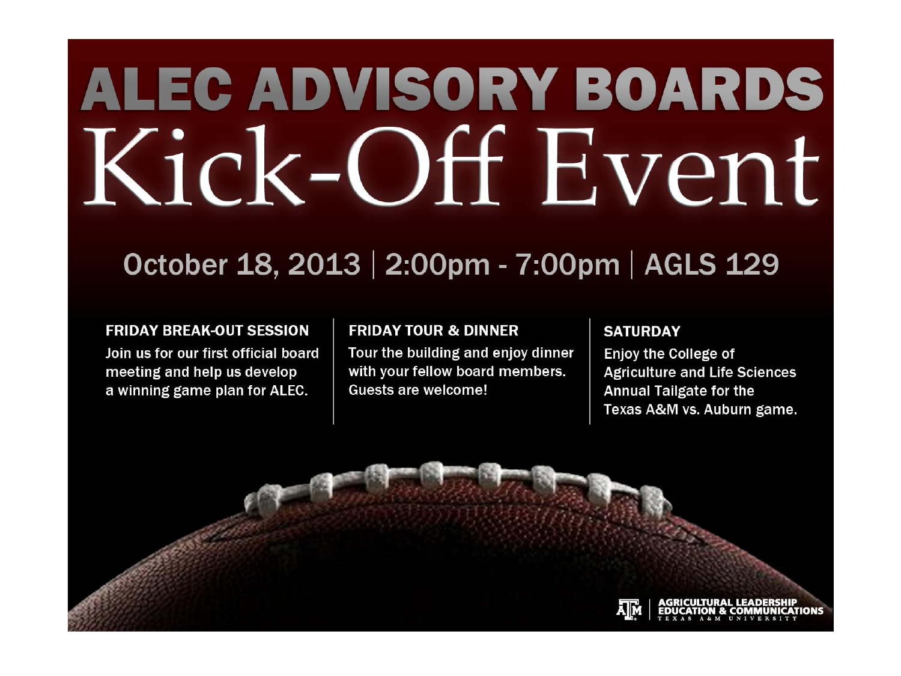# ALEC ADVISORY BOARDS

# Kick-Off Event

## October 18, 2013 | 2:00pm - 7:00pm | AGLS 129

**FRIDAY BREAK-OUT SESSION**

Join us for our first official board meeting and help us develop a winning game plan for ALEC.

**FRIDAY TOUR & DINNER**

Tour the building and enjoy dinner with your fellow board members. Guests are welcome!

**SATURDAY**

Enjoy the College of Agriculture and Life Sciences Annual Tailgate for the Texas A&M vs. Auburn game.

AGRICULTURAL LEADERSHIP EDUCATION & COMMUNICATIONS
TEXAS A&M UNIVERSITY